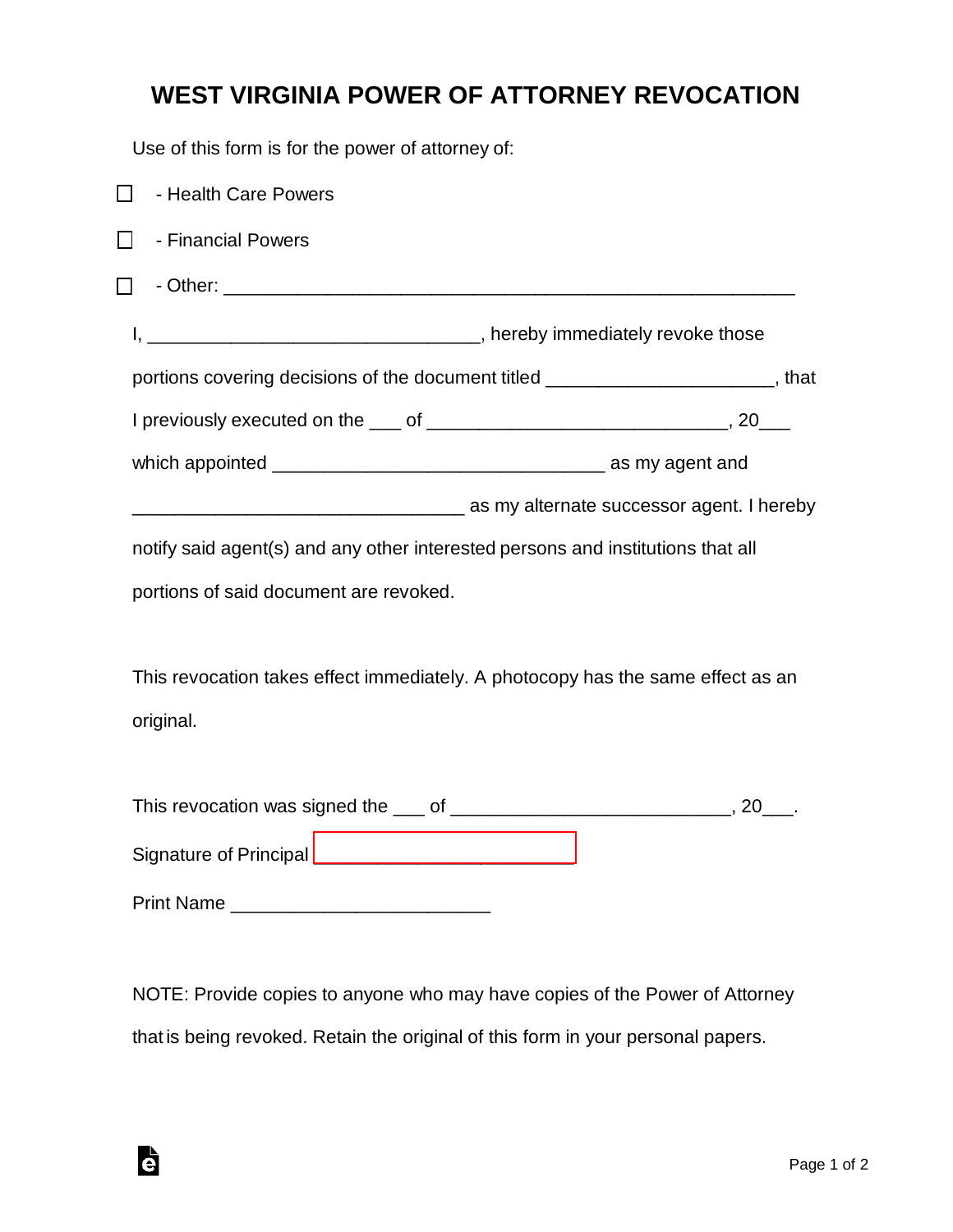# WEST VIRGINIA POWER OF ATTORNEY REVOCATION

Use of this form is for the power of attorney of:

☐ - Health Care Powers

☐ - Financial Powers

☐ - Other: _______________________________________________________

I, _______________________________, hereby immediately revoke those portions covering decisions of the document titled _____________________, that I previously executed on the ___ of ____________________________, 20___ which appointed _______________________________ as my agent and _______________________________ as my alternate successor agent. I hereby notify said agent(s) and any other interested persons and institutions that all portions of said document are revoked.

This revocation takes effect immediately. A photocopy has the same effect as an original.

This revocation was signed the ___ of __________________________, 20___.

Signature of Principal ________________________

Print Name ________________________

NOTE: Provide copies to anyone who may have copies of the Power of Attorney that is being revoked. Retain the original of this form in your personal papers.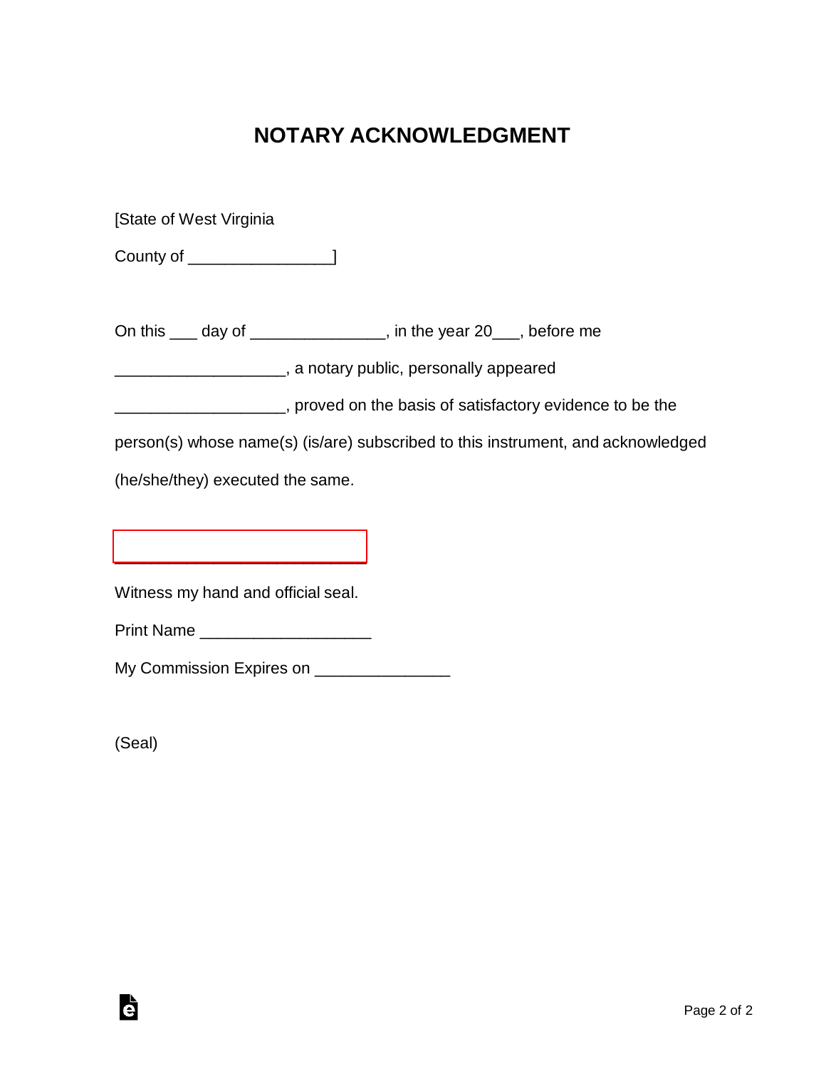# NOTARY ACKNOWLEDGMENT

[State of West Virginia

County of ________________]

On this ___ day of _______________, in the year 20___, before me ___________________, a notary public, personally appeared ___________________, proved on the basis of satisfactory evidence to be the person(s) whose name(s) (is/are) subscribed to this instrument, and acknowledged (he/she/they) executed the same.

____________________________

Witness my hand and official seal.

Print Name ___________________

My Commission Expires on _______________

(Seal)